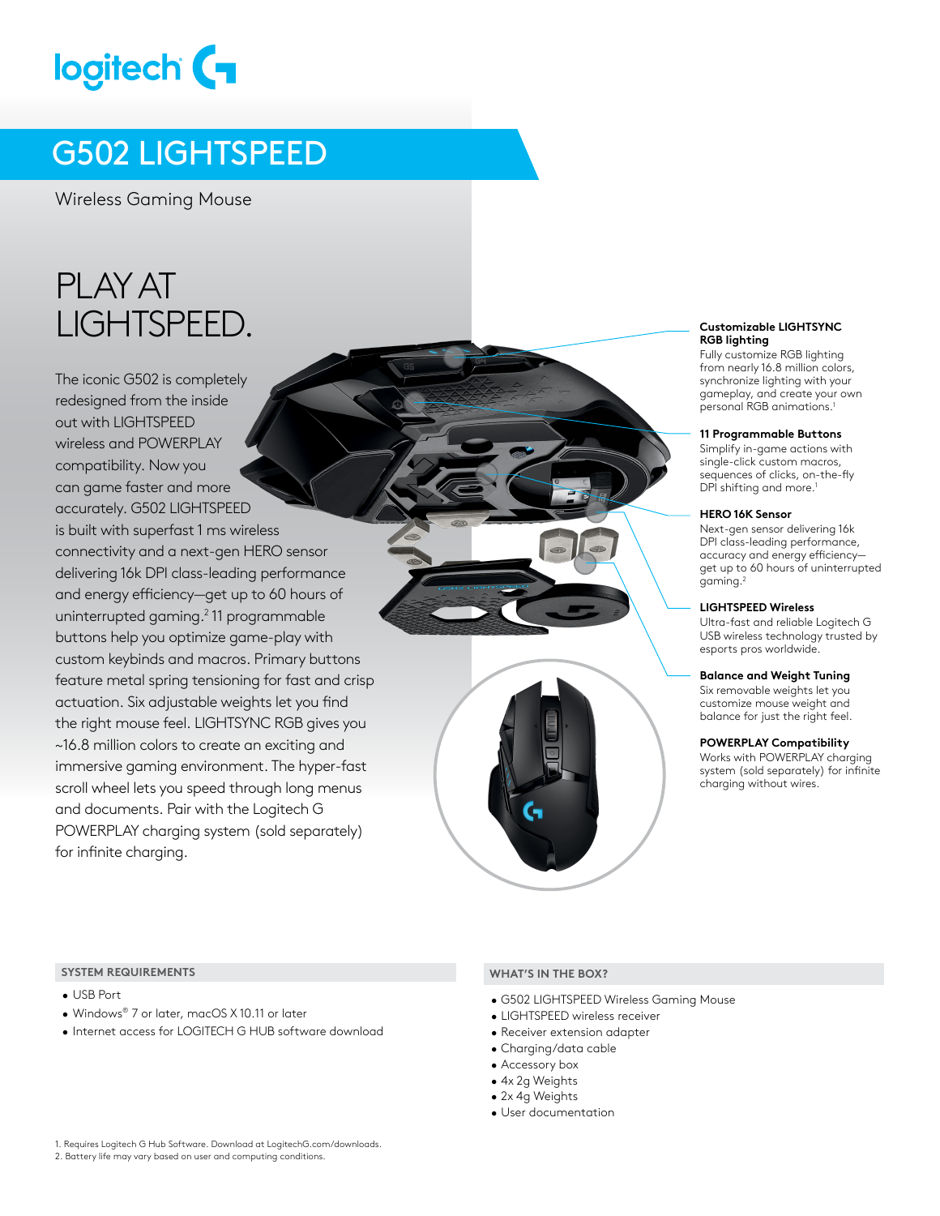logitech G

# G502 LIGHTSPEED

Wireless Gaming Mouse

## PLAY AT LIGHTSPEED.

The iconic G502 is completely redesigned from the inside out with LIGHTSPEED wireless and POWERPLAY compatibility. Now you can game faster and more accurately. G502 LIGHTSPEED is built with superfast 1 ms wireless connectivity and a next-gen HERO sensor delivering 16k DPI class-leading performance and energy efficiency—get up to 60 hours of uninterrupted gaming.[2] 11 programmable buttons help you optimize game-play with custom keybinds and macros. Primary buttons feature metal spring tensioning for fast and crisp actuation. Six adjustable weights let you find the right mouse feel. LIGHTSYNC RGB gives you ~16.8 million colors to create an exciting and immersive gaming environment. The hyper-fast scroll wheel lets you speed through long menus and documents. Pair with the Logitech G POWERPLAY charging system (sold separately) for infinite charging.

**Customizable LIGHTSYNC RGB lighting**
Fully customize RGB lighting from nearly 16.8 million colors, synchronize lighting with your gameplay, and create your own personal RGB animations.[1]

**11 Programmable Buttons**
Simplify in-game actions with single-click custom macros, sequences of clicks, on-the-fly DPI shifting and more.[1]

**HERO 16K Sensor**
Next-gen sensor delivering 16k DPI class-leading performance, accuracy and energy efficiency—get up to 60 hours of uninterrupted gaming.[2]

**LIGHTSPEED Wireless**
Ultra-fast and reliable Logitech G USB wireless technology trusted by esports pros worldwide.

**Balance and Weight Tuning**
Six removable weights let you customize mouse weight and balance for just the right feel.

**POWERPLAY Compatibility**
Works with POWERPLAY charging system (sold separately) for infinite charging without wires.

### SYSTEM REQUIREMENTS

- USB Port
- Windows® 7 or later, macOS X 10.11 or later
- Internet access for LOGITECH G HUB software download

### WHAT'S IN THE BOX?

- G502 LIGHTSPEED Wireless Gaming Mouse
- LIGHTSPEED wireless receiver
- Receiver extension adapter
- Charging/data cable
- Accessory box
- 4x 2g Weights
- 2x 4g Weights
- User documentation

1. Requires Logitech G Hub Software. Download at LogitechG.com/downloads.
2. Battery life may vary based on user and computing conditions.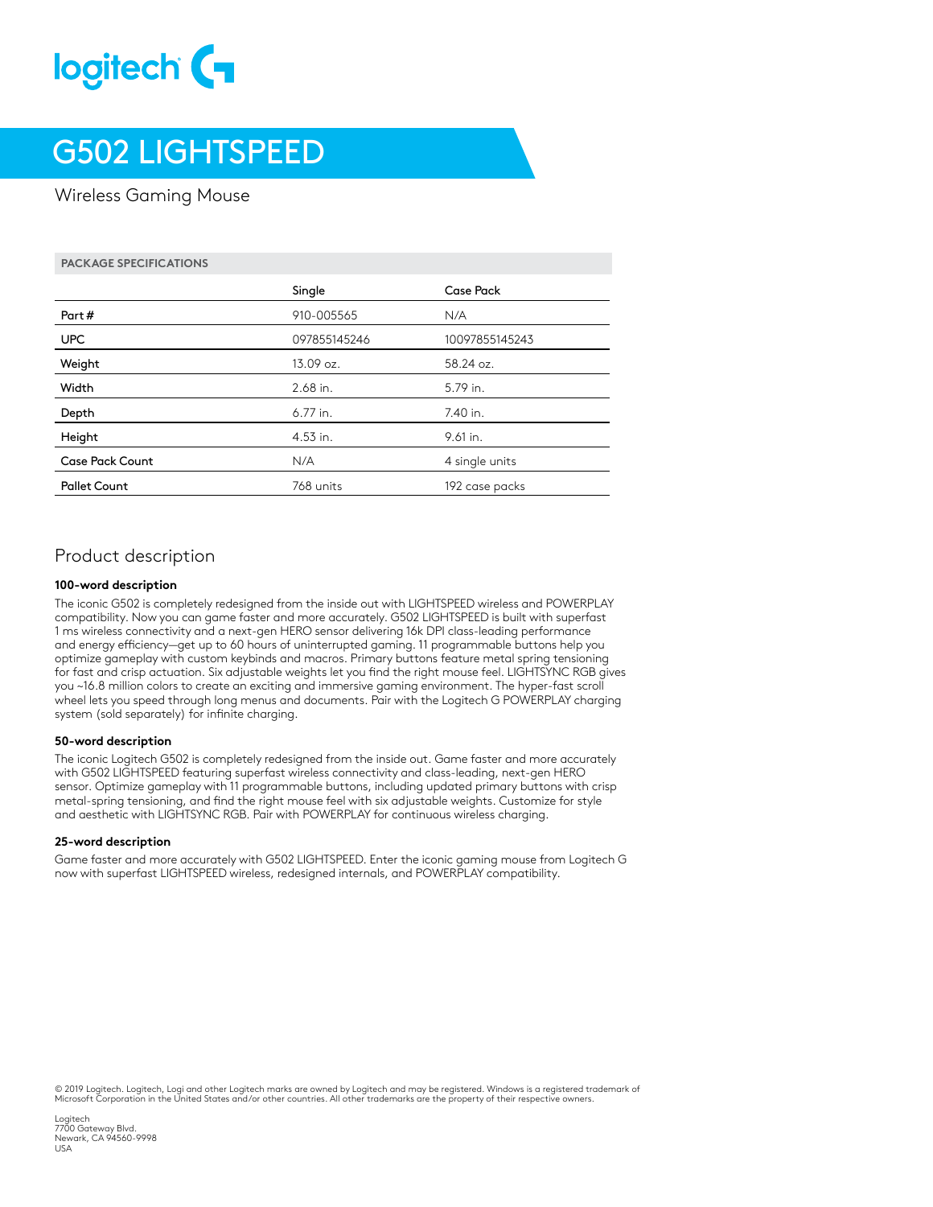logitech G

# G502 LIGHTSPEED

Wireless Gaming Mouse

**PACKAGE SPECIFICATIONS**

| | Single | Case Pack |
|---|---|---|
| Part # | 910-005565 | N/A |
| UPC | 097855145246 | 10097855145243 |
| Weight | 13.09 oz. | 58.24 oz. |
| Width | 2.68 in. | 5.79 in. |
| Depth | 6.77 in. | 7.40 in. |
| Height | 4.53 in. | 9.61 in. |
| Case Pack Count | N/A | 4 single units |
| Pallet Count | 768 units | 192 case packs |

## Product description

**100-word description**

The iconic G502 is completely redesigned from the inside out with LIGHTSPEED wireless and POWERPLAY compatibility. Now you can game faster and more accurately. G502 LIGHTSPEED is built with superfast 1 ms wireless connectivity and a next-gen HERO sensor delivering 16k DPI class-leading performance and energy efficiency—get up to 60 hours of uninterrupted gaming. 11 programmable buttons help you optimize gameplay with custom keybinds and macros. Primary buttons feature metal spring tensioning for fast and crisp actuation. Six adjustable weights let you find the right mouse feel. LIGHTSYNC RGB gives you ~16.8 million colors to create an exciting and immersive gaming environment. The hyper-fast scroll wheel lets you speed through long menus and documents. Pair with the Logitech G POWERPLAY charging system (sold separately) for infinite charging.

**50-word description**

The iconic Logitech G502 is completely redesigned from the inside out. Game faster and more accurately with G502 LIGHTSPEED featuring superfast wireless connectivity and class-leading, next-gen HERO sensor. Optimize gameplay with 11 programmable buttons, including updated primary buttons with crisp metal-spring tensioning, and find the right mouse feel with six adjustable weights. Customize for style and aesthetic with LIGHTSYNC RGB. Pair with POWERPLAY for continuous wireless charging.

**25-word description**

Game faster and more accurately with G502 LIGHTSPEED. Enter the iconic gaming mouse from Logitech G now with superfast LIGHTSPEED wireless, redesigned internals, and POWERPLAY compatibility.

© 2019 Logitech. Logitech, Logi and other Logitech marks are owned by Logitech and may be registered. Windows is a registered trademark of Microsoft Corporation in the United States and/or other countries. All other trademarks are the property of their respective owners.

Logitech
7700 Gateway Blvd.
Newark, CA 94560-9998
USA